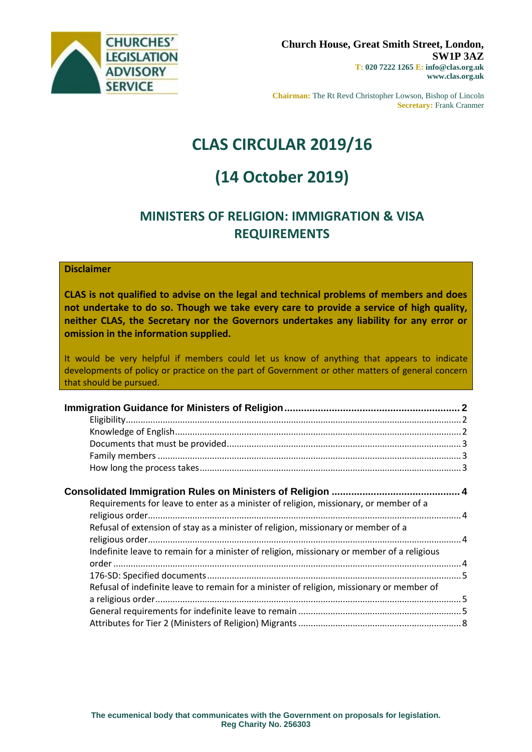CHURCHES' LEGISLATION ADVISORY SERVICE

**Church House, Great Smith Street, London, SW1P 3AZ**
**T: 020 7222 1265 E: info@clas.org.uk**
**www.clas.org.uk**

**Chairman:** The Rt Revd Christopher Lowson, Bishop of Lincoln
**Secretary:** Frank Cranmer

# CLAS CIRCULAR 2019/16

# (14 October 2019)

## MINISTERS OF RELIGION: IMMIGRATION & VISA REQUIREMENTS

**Disclaimer**

**CLAS is not qualified to advise on the legal and technical problems of members and does not undertake to do so. Though we take every care to provide a service of high quality, neither CLAS, the Secretary nor the Governors undertakes any liability for any error or omission in the information supplied.**

It would be very helpful if members could let us know of anything that appears to indicate developments of policy or practice on the part of Government or other matters of general concern that should be pursued.

**Immigration Guidance for Ministers of Religion** .......... 2
- Eligibility .......... 2
- Knowledge of English .......... 2
- Documents that must be provided .......... 3
- Family members .......... 3
- How long the process takes .......... 3

**Consolidated Immigration Rules on Ministers of Religion** .......... 4
- Requirements for leave to enter as a minister of religion, missionary, or member of a religious order .......... 4
- Refusal of extension of stay as a minister of religion, missionary or member of a religious order .......... 4
- Indefinite leave to remain for a minister of religion, missionary or member of a religious order .......... 4
- 176-SD: Specified documents .......... 5
- Refusal of indefinite leave to remain for a minister of religion, missionary or member of a religious order .......... 5
- General requirements for indefinite leave to remain .......... 5
- Attributes for Tier 2 (Ministers of Religion) Migrants .......... 8

**The ecumenical body that communicates with the Government on proposals for legislation.**
**Reg Charity No. 256303**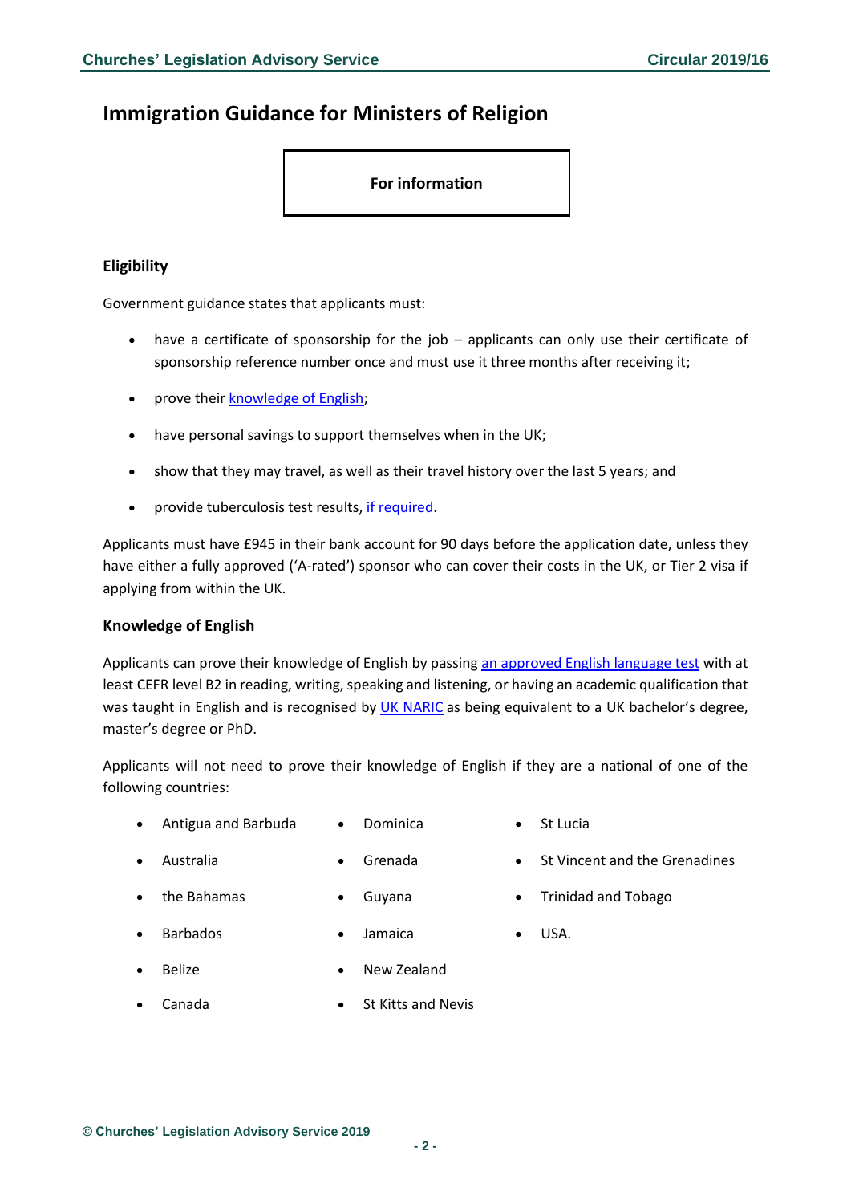# Immigration Guidance for Ministers of Religion

**For information**

### Eligibility

Government guidance states that applicants must:

- have a certificate of sponsorship for the job – applicants can only use their certificate of sponsorship reference number once and must use it three months after receiving it;
- prove their knowledge of English;
- have personal savings to support themselves when in the UK;
- show that they may travel, as well as their travel history over the last 5 years; and
- provide tuberculosis test results, if required.

Applicants must have £945 in their bank account for 90 days before the application date, unless they have either a fully approved ('A-rated') sponsor who can cover their costs in the UK, or Tier 2 visa if applying from within the UK.

### Knowledge of English

Applicants can prove their knowledge of English by passing an approved English language test with at least CEFR level B2 in reading, writing, speaking and listening, or having an academic qualification that was taught in English and is recognised by UK NARIC as being equivalent to a UK bachelor's degree, master's degree or PhD.

Applicants will not need to prove their knowledge of English if they are a national of one of the following countries:

- Antigua and Barbuda
- Australia
- the Bahamas
- Barbados
- Belize
- Canada
- Dominica
- Grenada
- Guyana
- Jamaica
- New Zealand
- St Kitts and Nevis
- St Lucia
- St Vincent and the Grenadines
- Trinidad and Tobago
- USA.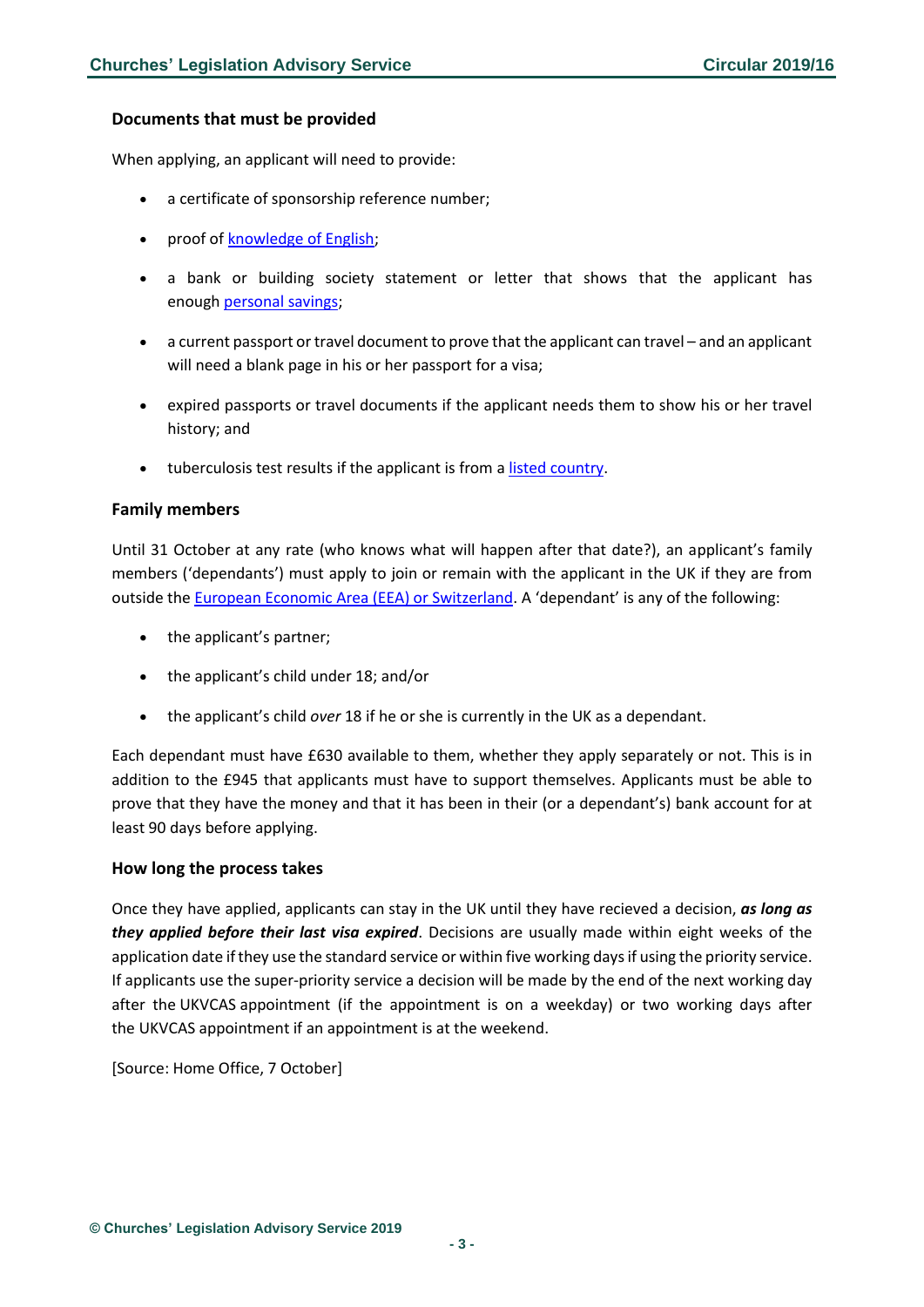### Documents that must be provided

When applying, an applicant will need to provide:

- a certificate of sponsorship reference number;
- proof of knowledge of English;
- a bank or building society statement or letter that shows that the applicant has enough personal savings;
- a current passport or travel document to prove that the applicant can travel – and an applicant will need a blank page in his or her passport for a visa;
- expired passports or travel documents if the applicant needs them to show his or her travel history; and
- tuberculosis test results if the applicant is from a listed country.

### Family members

Until 31 October at any rate (who knows what will happen after that date?), an applicant's family members ('dependants') must apply to join or remain with the applicant in the UK if they are from outside the European Economic Area (EEA) or Switzerland. A 'dependant' is any of the following:

- the applicant's partner;
- the applicant's child under 18; and/or
- the applicant's child *over* 18 if he or she is currently in the UK as a dependant.

Each dependant must have £630 available to them, whether they apply separately or not. This is in addition to the £945 that applicants must have to support themselves. Applicants must be able to prove that they have the money and that it has been in their (or a dependant's) bank account for at least 90 days before applying.

### How long the process takes

Once they have applied, applicants can stay in the UK until they have recieved a decision, ***as long as they applied before their last visa expired***. Decisions are usually made within eight weeks of the application date if they use the standard service or within five working days if using the priority service. If applicants use the super-priority service a decision will be made by the end of the next working day after the UKVCAS appointment (if the appointment is on a weekday) or two working days after the UKVCAS appointment if an appointment is at the weekend.

[Source: Home Office, 7 October]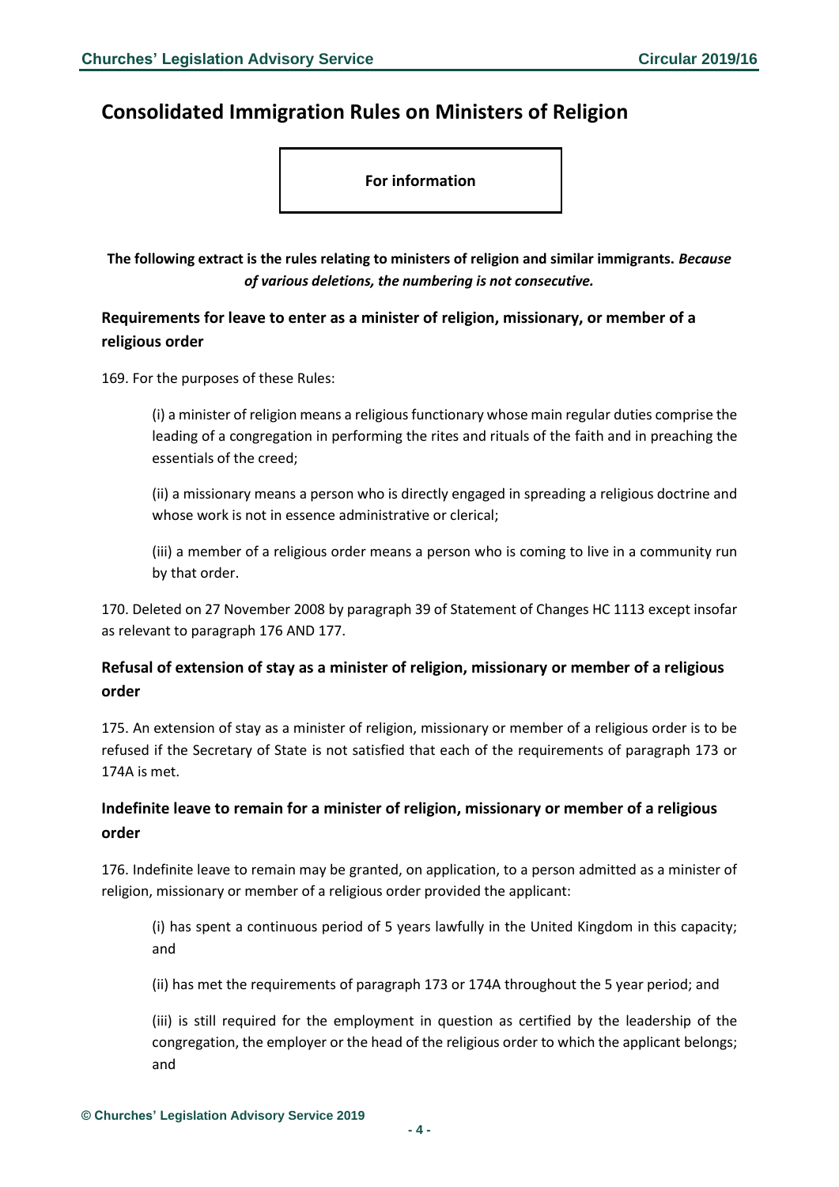# Consolidated Immigration Rules on Ministers of Religion

**For information**

**The following extract is the rules relating to ministers of religion and similar immigrants.** ***Because of various deletions, the numbering is not consecutive.***

## Requirements for leave to enter as a minister of religion, missionary, or member of a religious order

169. For the purposes of these Rules:

> (i) a minister of religion means a religious functionary whose main regular duties comprise the leading of a congregation in performing the rites and rituals of the faith and in preaching the essentials of the creed;
>
> (ii) a missionary means a person who is directly engaged in spreading a religious doctrine and whose work is not in essence administrative or clerical;
>
> (iii) a member of a religious order means a person who is coming to live in a community run by that order.

170. Deleted on 27 November 2008 by paragraph 39 of Statement of Changes HC 1113 except insofar as relevant to paragraph 176 AND 177.

## Refusal of extension of stay as a minister of religion, missionary or member of a religious order

175. An extension of stay as a minister of religion, missionary or member of a religious order is to be refused if the Secretary of State is not satisfied that each of the requirements of paragraph 173 or 174A is met.

## Indefinite leave to remain for a minister of religion, missionary or member of a religious order

176. Indefinite leave to remain may be granted, on application, to a person admitted as a minister of religion, missionary or member of a religious order provided the applicant:

> (i) has spent a continuous period of 5 years lawfully in the United Kingdom in this capacity; and
>
> (ii) has met the requirements of paragraph 173 or 174A throughout the 5 year period; and
>
> (iii) is still required for the employment in question as certified by the leadership of the congregation, the employer or the head of the religious order to which the applicant belongs; and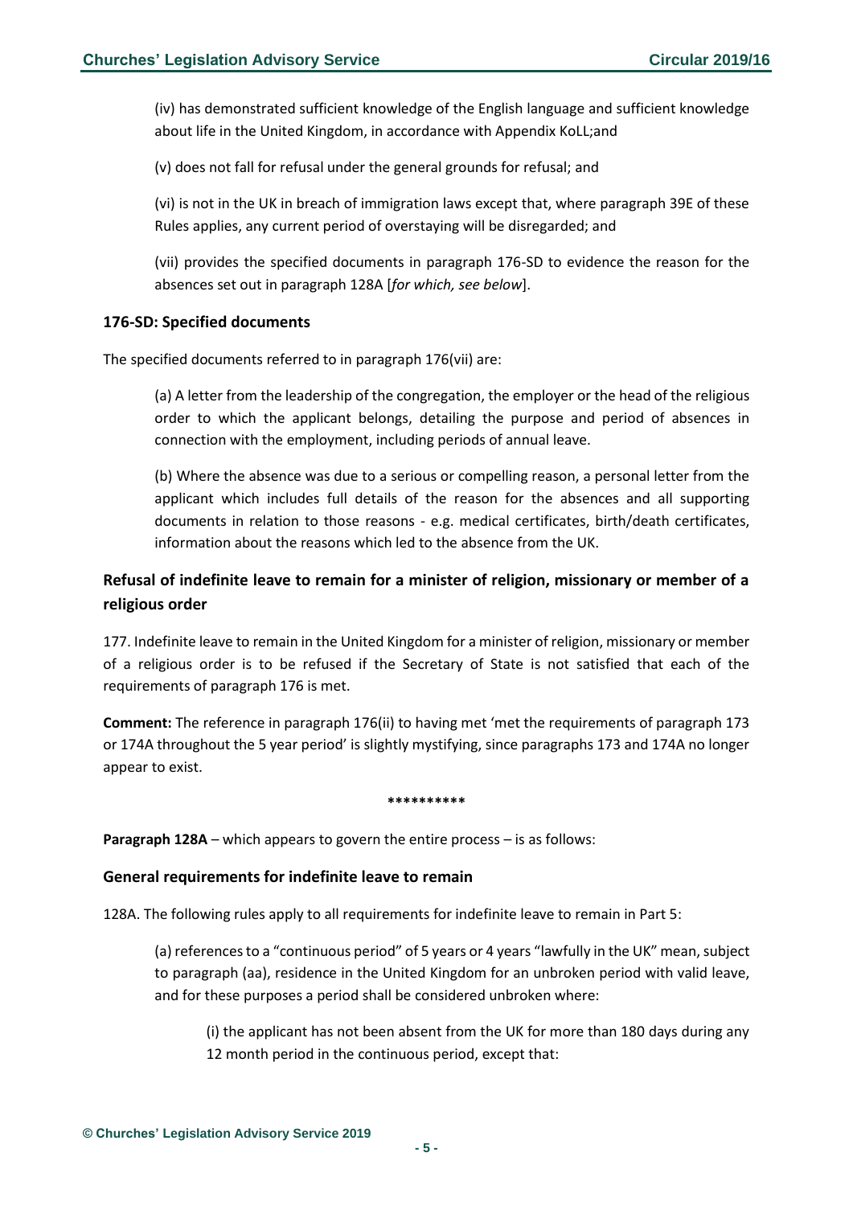(iv) has demonstrated sufficient knowledge of the English language and sufficient knowledge about life in the United Kingdom, in accordance with Appendix KoLL;and

(v) does not fall for refusal under the general grounds for refusal; and

(vi) is not in the UK in breach of immigration laws except that, where paragraph 39E of these Rules applies, any current period of overstaying will be disregarded; and

(vii) provides the specified documents in paragraph 176-SD to evidence the reason for the absences set out in paragraph 128A [*for which, see below*].

### 176-SD: Specified documents

The specified documents referred to in paragraph 176(vii) are:

(a) A letter from the leadership of the congregation, the employer or the head of the religious order to which the applicant belongs, detailing the purpose and period of absences in connection with the employment, including periods of annual leave.

(b) Where the absence was due to a serious or compelling reason, a personal letter from the applicant which includes full details of the reason for the absences and all supporting documents in relation to those reasons - e.g. medical certificates, birth/death certificates, information about the reasons which led to the absence from the UK.

### Refusal of indefinite leave to remain for a minister of religion, missionary or member of a religious order

177. Indefinite leave to remain in the United Kingdom for a minister of religion, missionary or member of a religious order is to be refused if the Secretary of State is not satisfied that each of the requirements of paragraph 176 is met.

**Comment:** The reference in paragraph 176(ii) to having met 'met the requirements of paragraph 173 or 174A throughout the 5 year period' is slightly mystifying, since paragraphs 173 and 174A no longer appear to exist.

**********

**Paragraph 128A** – which appears to govern the entire process – is as follows:

### General requirements for indefinite leave to remain

128A. The following rules apply to all requirements for indefinite leave to remain in Part 5:

(a) references to a "continuous period" of 5 years or 4 years "lawfully in the UK" mean, subject to paragraph (aa), residence in the United Kingdom for an unbroken period with valid leave, and for these purposes a period shall be considered unbroken where:

(i) the applicant has not been absent from the UK for more than 180 days during any 12 month period in the continuous period, except that: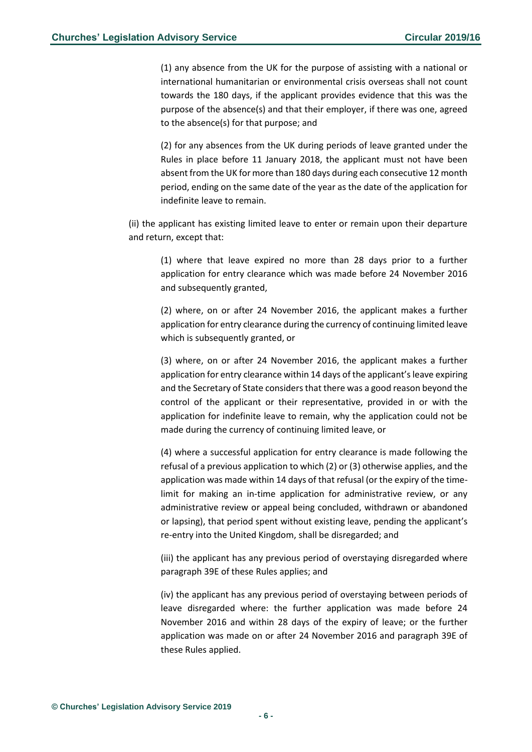(1) any absence from the UK for the purpose of assisting with a national or international humanitarian or environmental crisis overseas shall not count towards the 180 days, if the applicant provides evidence that this was the purpose of the absence(s) and that their employer, if there was one, agreed to the absence(s) for that purpose; and

(2) for any absences from the UK during periods of leave granted under the Rules in place before 11 January 2018, the applicant must not have been absent from the UK for more than 180 days during each consecutive 12 month period, ending on the same date of the year as the date of the application for indefinite leave to remain.

(ii) the applicant has existing limited leave to enter or remain upon their departure and return, except that:

(1) where that leave expired no more than 28 days prior to a further application for entry clearance which was made before 24 November 2016 and subsequently granted,

(2) where, on or after 24 November 2016, the applicant makes a further application for entry clearance during the currency of continuing limited leave which is subsequently granted, or

(3) where, on or after 24 November 2016, the applicant makes a further application for entry clearance within 14 days of the applicant's leave expiring and the Secretary of State considers that there was a good reason beyond the control of the applicant or their representative, provided in or with the application for indefinite leave to remain, why the application could not be made during the currency of continuing limited leave, or

(4) where a successful application for entry clearance is made following the refusal of a previous application to which (2) or (3) otherwise applies, and the application was made within 14 days of that refusal (or the expiry of the time-limit for making an in-time application for administrative review, or any administrative review or appeal being concluded, withdrawn or abandoned or lapsing), that period spent without existing leave, pending the applicant's re-entry into the United Kingdom, shall be disregarded; and

(iii) the applicant has any previous period of overstaying disregarded where paragraph 39E of these Rules applies; and

(iv) the applicant has any previous period of overstaying between periods of leave disregarded where: the further application was made before 24 November 2016 and within 28 days of the expiry of leave; or the further application was made on or after 24 November 2016 and paragraph 39E of these Rules applied.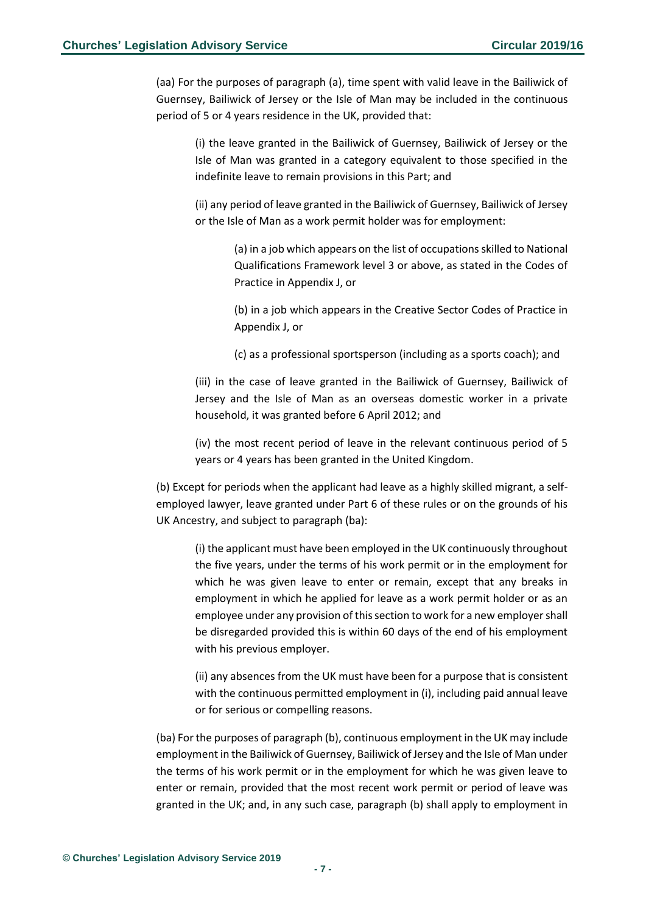(aa) For the purposes of paragraph (a), time spent with valid leave in the Bailiwick of Guernsey, Bailiwick of Jersey or the Isle of Man may be included in the continuous period of 5 or 4 years residence in the UK, provided that:

(i) the leave granted in the Bailiwick of Guernsey, Bailiwick of Jersey or the Isle of Man was granted in a category equivalent to those specified in the indefinite leave to remain provisions in this Part; and

(ii) any period of leave granted in the Bailiwick of Guernsey, Bailiwick of Jersey or the Isle of Man as a work permit holder was for employment:

(a) in a job which appears on the list of occupations skilled to National Qualifications Framework level 3 or above, as stated in the Codes of Practice in Appendix J, or

(b) in a job which appears in the Creative Sector Codes of Practice in Appendix J, or

(c) as a professional sportsperson (including as a sports coach); and

(iii) in the case of leave granted in the Bailiwick of Guernsey, Bailiwick of Jersey and the Isle of Man as an overseas domestic worker in a private household, it was granted before 6 April 2012; and

(iv) the most recent period of leave in the relevant continuous period of 5 years or 4 years has been granted in the United Kingdom.

(b) Except for periods when the applicant had leave as a highly skilled migrant, a self-employed lawyer, leave granted under Part 6 of these rules or on the grounds of his UK Ancestry, and subject to paragraph (ba):

(i) the applicant must have been employed in the UK continuously throughout the five years, under the terms of his work permit or in the employment for which he was given leave to enter or remain, except that any breaks in employment in which he applied for leave as a work permit holder or as an employee under any provision of this section to work for a new employer shall be disregarded provided this is within 60 days of the end of his employment with his previous employer.

(ii) any absences from the UK must have been for a purpose that is consistent with the continuous permitted employment in (i), including paid annual leave or for serious or compelling reasons.

(ba) For the purposes of paragraph (b), continuous employment in the UK may include employment in the Bailiwick of Guernsey, Bailiwick of Jersey and the Isle of Man under the terms of his work permit or in the employment for which he was given leave to enter or remain, provided that the most recent work permit or period of leave was granted in the UK; and, in any such case, paragraph (b) shall apply to employment in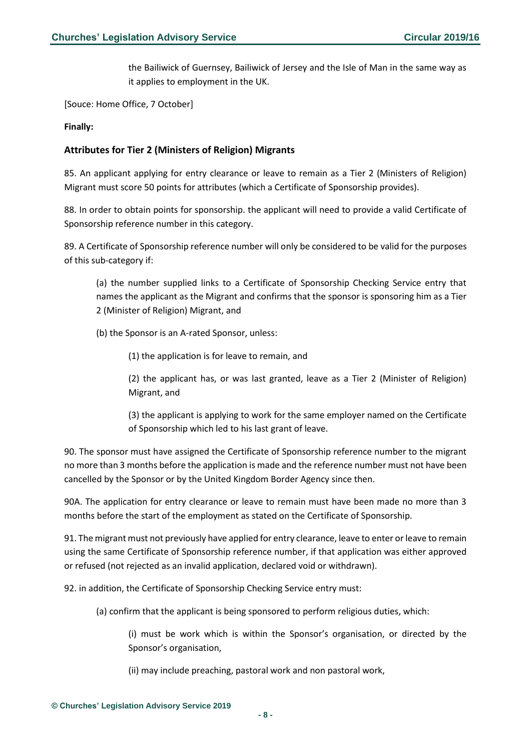the Bailiwick of Guernsey, Bailiwick of Jersey and the Isle of Man in the same way as it applies to employment in the UK.

[Souce: Home Office, 7 October]

**Finally:**

### Attributes for Tier 2 (Ministers of Religion) Migrants

85. An applicant applying for entry clearance or leave to remain as a Tier 2 (Ministers of Religion) Migrant must score 50 points for attributes (which a Certificate of Sponsorship provides).

88. In order to obtain points for sponsorship. the applicant will need to provide a valid Certificate of Sponsorship reference number in this category.

89. A Certificate of Sponsorship reference number will only be considered to be valid for the purposes of this sub-category if:

> (a) the number supplied links to a Certificate of Sponsorship Checking Service entry that names the applicant as the Migrant and confirms that the sponsor is sponsoring him as a Tier 2 (Minister of Religion) Migrant, and
>
> (b) the Sponsor is an A-rated Sponsor, unless:
>
> > (1) the application is for leave to remain, and
> >
> > (2) the applicant has, or was last granted, leave as a Tier 2 (Minister of Religion) Migrant, and
> >
> > (3) the applicant is applying to work for the same employer named on the Certificate of Sponsorship which led to his last grant of leave.

90. The sponsor must have assigned the Certificate of Sponsorship reference number to the migrant no more than 3 months before the application is made and the reference number must not have been cancelled by the Sponsor or by the United Kingdom Border Agency since then.

90A. The application for entry clearance or leave to remain must have been made no more than 3 months before the start of the employment as stated on the Certificate of Sponsorship.

91. The migrant must not previously have applied for entry clearance, leave to enter or leave to remain using the same Certificate of Sponsorship reference number, if that application was either approved or refused (not rejected as an invalid application, declared void or withdrawn).

92. in addition, the Certificate of Sponsorship Checking Service entry must:

> (a) confirm that the applicant is being sponsored to perform religious duties, which:
>
> > (i) must be work which is within the Sponsor's organisation, or directed by the Sponsor's organisation,
> >
> > (ii) may include preaching, pastoral work and non pastoral work,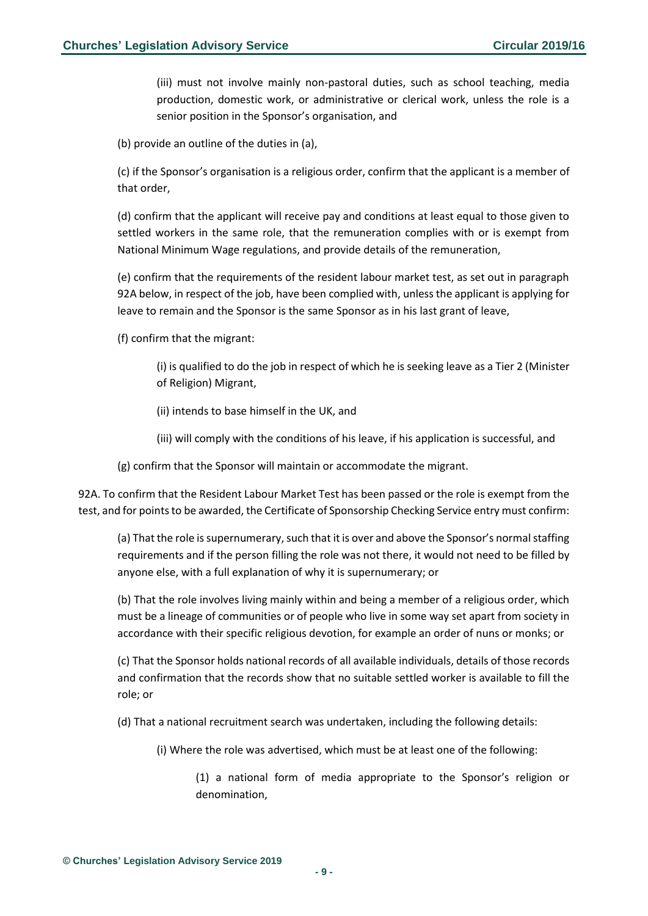(iii) must not involve mainly non-pastoral duties, such as school teaching, media production, domestic work, or administrative or clerical work, unless the role is a senior position in the Sponsor's organisation, and

(b) provide an outline of the duties in (a),

(c) if the Sponsor's organisation is a religious order, confirm that the applicant is a member of that order,

(d) confirm that the applicant will receive pay and conditions at least equal to those given to settled workers in the same role, that the remuneration complies with or is exempt from National Minimum Wage regulations, and provide details of the remuneration,

(e) confirm that the requirements of the resident labour market test, as set out in paragraph 92A below, in respect of the job, have been complied with, unless the applicant is applying for leave to remain and the Sponsor is the same Sponsor as in his last grant of leave,

(f) confirm that the migrant:

(i) is qualified to do the job in respect of which he is seeking leave as a Tier 2 (Minister of Religion) Migrant,

(ii) intends to base himself in the UK, and

(iii) will comply with the conditions of his leave, if his application is successful, and

(g) confirm that the Sponsor will maintain or accommodate the migrant.

92A. To confirm that the Resident Labour Market Test has been passed or the role is exempt from the test, and for points to be awarded, the Certificate of Sponsorship Checking Service entry must confirm:

(a) That the role is supernumerary, such that it is over and above the Sponsor's normal staffing requirements and if the person filling the role was not there, it would not need to be filled by anyone else, with a full explanation of why it is supernumerary; or

(b) That the role involves living mainly within and being a member of a religious order, which must be a lineage of communities or of people who live in some way set apart from society in accordance with their specific religious devotion, for example an order of nuns or monks; or

(c) That the Sponsor holds national records of all available individuals, details of those records and confirmation that the records show that no suitable settled worker is available to fill the role; or

(d) That a national recruitment search was undertaken, including the following details:

(i) Where the role was advertised, which must be at least one of the following:

(1) a national form of media appropriate to the Sponsor's religion or denomination,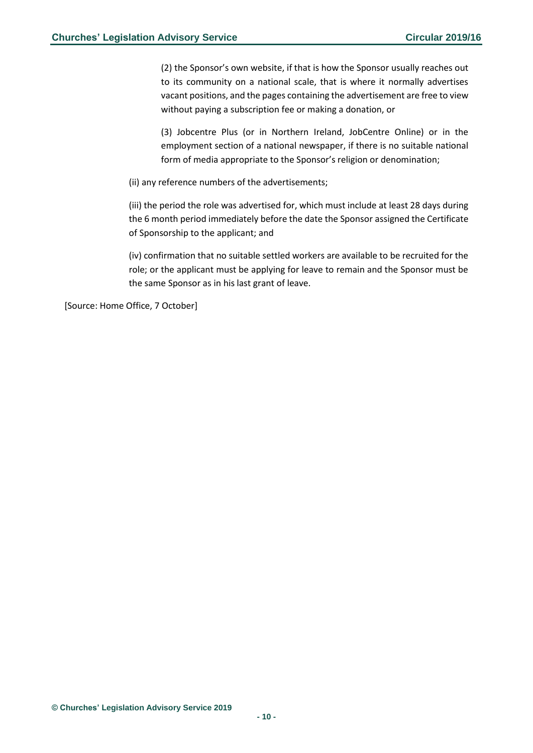(2) the Sponsor's own website, if that is how the Sponsor usually reaches out to its community on a national scale, that is where it normally advertises vacant positions, and the pages containing the advertisement are free to view without paying a subscription fee or making a donation, or

(3) Jobcentre Plus (or in Northern Ireland, JobCentre Online) or in the employment section of a national newspaper, if there is no suitable national form of media appropriate to the Sponsor's religion or denomination;

(ii) any reference numbers of the advertisements;

(iii) the period the role was advertised for, which must include at least 28 days during the 6 month period immediately before the date the Sponsor assigned the Certificate of Sponsorship to the applicant; and

(iv) confirmation that no suitable settled workers are available to be recruited for the role; or the applicant must be applying for leave to remain and the Sponsor must be the same Sponsor as in his last grant of leave.

[Source: Home Office, 7 October]